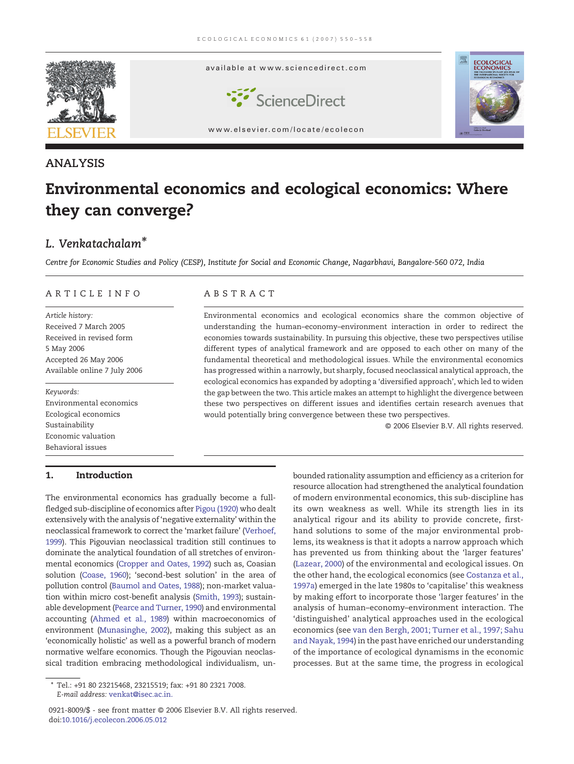ANALYSIS

# Environmental economics and ecological economics: Where they can converge?

**L. Venkatachalam***

*Centre for Economic Studies and Policy (CESP), Institute for Social and Economic Change, Nagarbhavi, Bangalore-560 072, India*

## ARTICLE INFO

*Article history:*
Received 7 March 2005
Received in revised form
5 May 2006
Accepted 26 May 2006
Available online 7 July 2006

*Keywords:*
Environmental economics
Ecological economics
Sustainability
Economic valuation
Behavioral issues

## ABSTRACT

Environmental economics and ecological economics share the common objective of understanding the human–economy–environment interaction in order to redirect the economies towards sustainability. In pursuing this objective, these two perspectives utilise different types of analytical framework and are opposed to each other on many of the fundamental theoretical and methodological issues. While the environmental economics has progressed within a narrowly, but sharply, focused neoclassical analytical approach, the ecological economics has expanded by adopting a 'diversified approach', which led to widen the gap between the two. This article makes an attempt to highlight the divergence between these two perspectives on different issues and identifies certain research avenues that would potentially bring convergence between these two perspectives.

© 2006 Elsevier B.V. All rights reserved.

## 1. Introduction

The environmental economics has gradually become a full-fledged sub-discipline of economics after Pigou (1920) who dealt extensively with the analysis of 'negative externality' within the neoclassical framework to correct the 'market failure' (Verhoef, 1999). This Pigouvian neoclassical tradition still continues to dominate the analytical foundation of all stretches of environmental economics (Cropper and Oates, 1992) such as, Coasian solution (Coase, 1960); 'second-best solution' in the area of pollution control (Baumol and Oates, 1988); non-market valuation within micro cost-benefit analysis (Smith, 1993); sustainable development (Pearce and Turner, 1990) and environmental accounting (Ahmed et al., 1989) within macroeconomics of environment (Munasinghe, 2002), making this subject as an 'economically holistic' as well as a powerful branch of modern normative welfare economics. Though the Pigouvian neoclassical tradition embracing methodological individualism, unbounded rationality assumption and efficiency as a criterion for resource allocation had strengthened the analytical foundation of modern environmental economics, this sub-discipline has its own weakness as well. While its strength lies in its analytical rigour and its ability to provide concrete, first-hand solutions to some of the major environmental problems, its weakness is that it adopts a narrow approach which has prevented us from thinking about the 'larger features' (Lazear, 2000) of the environmental and ecological issues. On the other hand, the ecological economics (see Costanza et al., 1997a) emerged in the late 1980s to 'capitalise' this weakness by making effort to incorporate those 'larger features' in the analysis of human–economy–environment interaction. The 'distinguished' analytical approaches used in the ecological economics (see van den Bergh, 2001; Turner et al., 1997; Sahu and Nayak, 1994) in the past have enriched our understanding of the importance of ecological dynamisms in the economic processes. But at the same time, the progress in ecological

---

* Tel.: +91 80 23215468, 23215519; fax: +91 80 2321 7008.
*E-mail address:* venkat@isec.ac.in.

0921-8009/$ - see front matter © 2006 Elsevier B.V. All rights reserved.
doi:10.1016/j.ecolecon.2006.05.012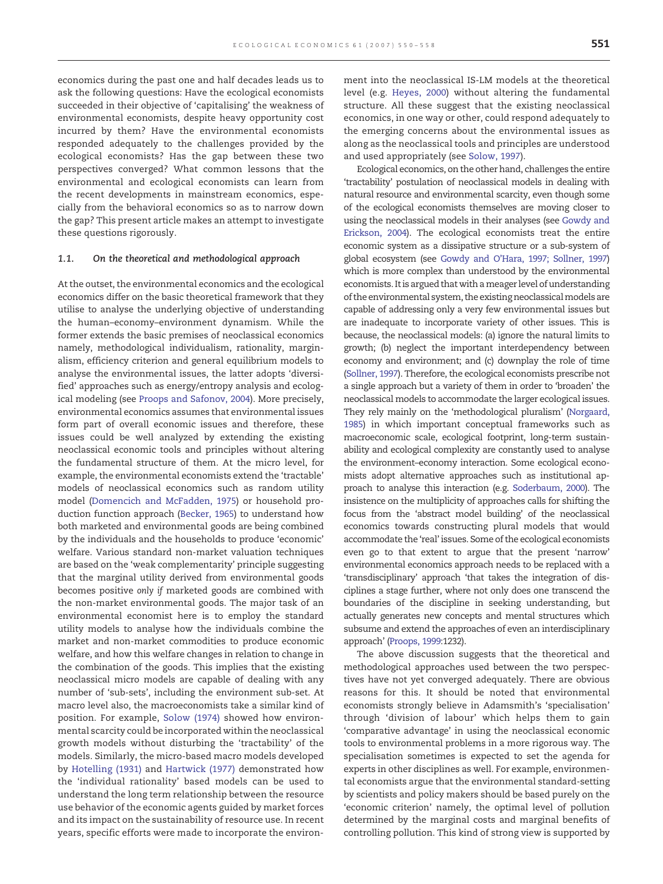economics during the past one and half decades leads us to ask the following questions: Have the ecological economists succeeded in their objective of 'capitalising' the weakness of environmental economists, despite heavy opportunity cost incurred by them? Have the environmental economists responded adequately to the challenges provided by the ecological economists? Has the gap between these two perspectives converged? What common lessons that the environmental and ecological economists can learn from the recent developments in mainstream economics, especially from the behavioral economics so as to narrow down the gap? This present article makes an attempt to investigate these questions rigorously.

### 1.1. *On the theoretical and methodological approach*

At the outset, the environmental economics and the ecological economics differ on the basic theoretical framework that they utilise to analyse the underlying objective of understanding the human–economy–environment dynamism. While the former extends the basic premises of neoclassical economics namely, methodological individualism, rationality, marginalism, efficiency criterion and general equilibrium models to analyse the environmental issues, the latter adopts 'diversified' approaches such as energy/entropy analysis and ecological modeling (see Proops and Safonov, 2004). More precisely, environmental economics assumes that environmental issues form part of overall economic issues and therefore, these issues could be well analyzed by extending the existing neoclassical economic tools and principles without altering the fundamental structure of them. At the micro level, for example, the environmental economists extend the 'tractable' models of neoclassical economics such as random utility model (Domencich and McFadden, 1975) or household production function approach (Becker, 1965) to understand how both marketed and environmental goods are being combined by the individuals and the households to produce 'economic' welfare. Various standard non-market valuation techniques are based on the 'weak complementarity' principle suggesting that the marginal utility derived from environmental goods becomes positive *only if* marketed goods are combined with the non-market environmental goods. The major task of an environmental economist here is to employ the standard utility models to analyse how the individuals combine the market and non-market commodities to produce economic welfare, and how this welfare changes in relation to change in the combination of the goods. This implies that the existing neoclassical micro models are capable of dealing with any number of 'sub-sets', including the environment sub-set. At macro level also, the macroeconomists take a similar kind of position. For example, Solow (1974) showed how environmental scarcity could be incorporated within the neoclassical growth models without disturbing the 'tractability' of the models. Similarly, the micro-based macro models developed by Hotelling (1931) and Hartwick (1977) demonstrated how the 'individual rationality' based models can be used to understand the long term relationship between the resource use behavior of the economic agents guided by market forces and its impact on the sustainability of resource use. In recent years, specific efforts were made to incorporate the environment into the neoclassical IS-LM models at the theoretical level (e.g. Heyes, 2000) without altering the fundamental structure. All these suggest that the existing neoclassical economics, in one way or other, could respond adequately to the emerging concerns about the environmental issues as along as the neoclassical tools and principles are understood and used appropriately (see Solow, 1997).

Ecological economics, on the other hand, challenges the entire 'tractability' postulation of neoclassical models in dealing with natural resource and environmental scarcity, even though some of the ecological economists themselves are moving closer to using the neoclassical models in their analyses (see Gowdy and Erickson, 2004). The ecological economists treat the entire economic system as a dissipative structure or a sub-system of global ecosystem (see Gowdy and O'Hara, 1997; Sollner, 1997) which is more complex than understood by the environmental economists. It is argued that with a meager level of understanding of the environmental system, the existing neoclassical models are capable of addressing only a very few environmental issues but are inadequate to incorporate variety of other issues. This is because, the neoclassical models: (a) ignore the natural limits to growth; (b) neglect the important interdependency between economy and environment; and (c) downplay the role of time (Sollner, 1997). Therefore, the ecological economists prescribe not a single approach but a variety of them in order to 'broaden' the neoclassical models to accommodate the larger ecological issues. They rely mainly on the 'methodological pluralism' (Norgaard, 1985) in which important conceptual frameworks such as macroeconomic scale, ecological footprint, long-term sustainability and ecological complexity are constantly used to analyse the environment–economy interaction. Some ecological economists adopt alternative approaches such as institutional approach to analyse this interaction (e.g. Soderbaum, 2000). The insistence on the multiplicity of approaches calls for shifting the focus from the 'abstract model building' of the neoclassical economics towards constructing plural models that would accommodate the 'real' issues. Some of the ecological economists even go to that extent to argue that the present 'narrow' environmental economics approach needs to be replaced with a 'transdisciplinary' approach 'that takes the integration of disciplines a stage further, where not only does one transcend the boundaries of the discipline in seeking understanding, but actually generates new concepts and mental structures which subsume and extend the approaches of even an interdisciplinary approach' (Proops, 1999:1232).

The above discussion suggests that the theoretical and methodological approaches used between the two perspectives have not yet converged adequately. There are obvious reasons for this. It should be noted that environmental economists strongly believe in Adamsmith's 'specialisation' through 'division of labour' which helps them to gain 'comparative advantage' in using the neoclassical economic tools to environmental problems in a more rigorous way. The specialisation sometimes is expected to set the agenda for experts in other disciplines as well. For example, environmental economists argue that the environmental standard-setting by scientists and policy makers should be based purely on the 'economic criterion' namely, the optimal level of pollution determined by the marginal costs and marginal benefits of controlling pollution. This kind of strong view is supported by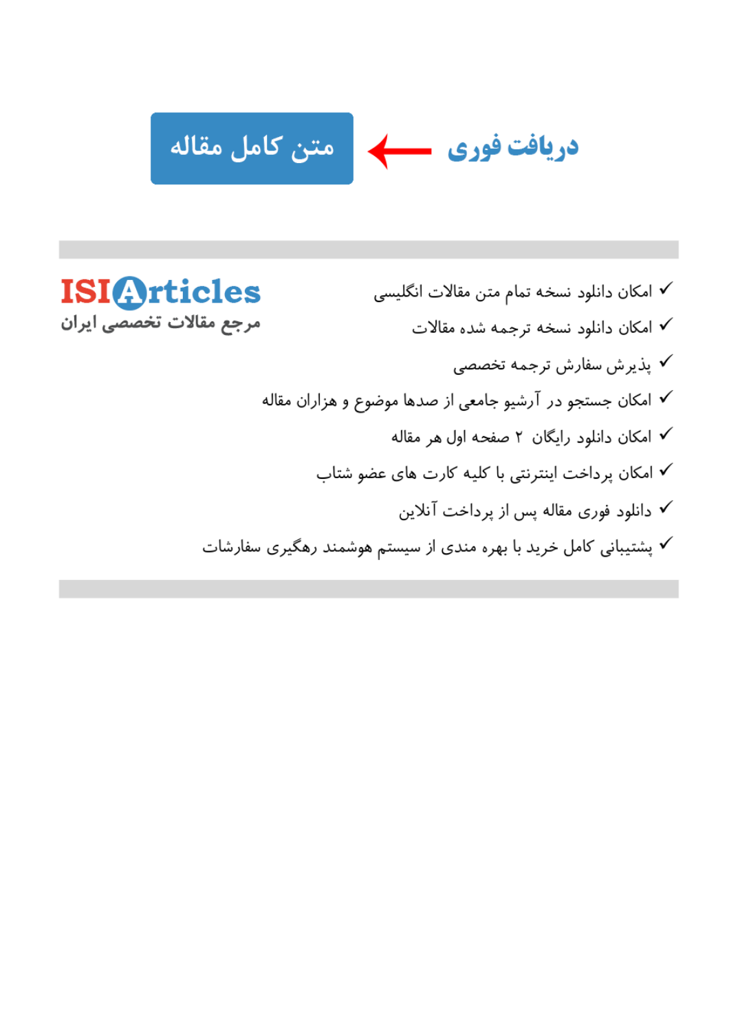دریافت فوری ← **متن کامل مقاله**

**ISIArticles**
مرجع مقالات تخصصی ایران

- ✓ امکان دانلود نسخه تمام متن مقالات انگلیسی
- ✓ امکان دانلود نسخه ترجمه شده مقالات
- ✓ پذیرش سفارش ترجمه تخصصی
- ✓ امکان جستجو در آرشیو جامعی از صدها موضوع و هزاران مقاله
- ✓ امکان دانلود رایگان ۲ صفحه اول هر مقاله
- ✓ امکان پرداخت اینترنتی با کلیه کارت های عضو شتاب
- ✓ دانلود فوری مقاله پس از پرداخت آنلاین
- ✓ پشتیبانی کامل خرید با بهره مندی از سیستم هوشمند رهگیری سفارشات